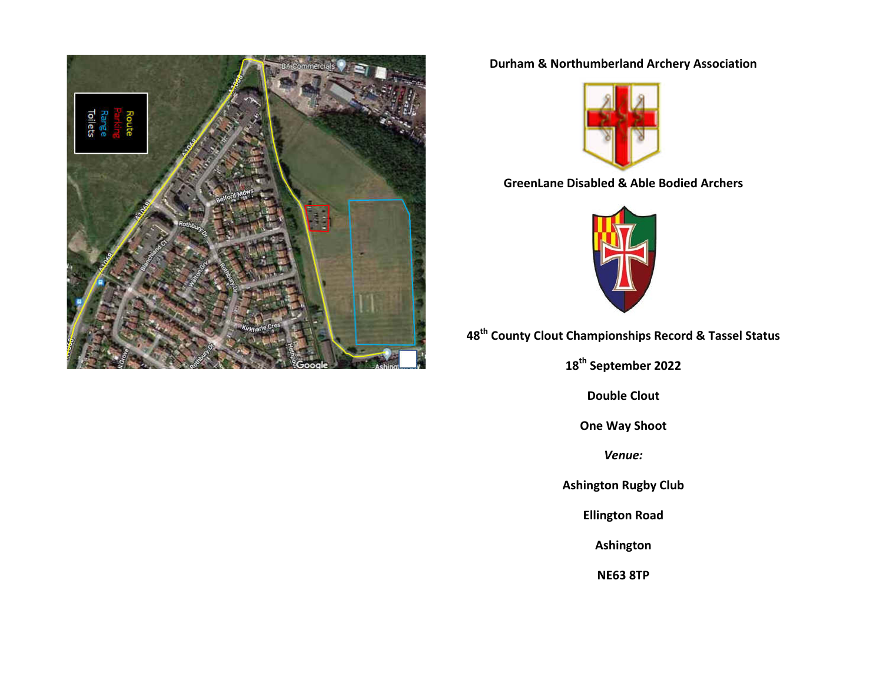**Durham & Northumberland Archery Association**

**GreenLane Disabled & Able Bodied Archers**

**48th County Clout Championships Record & Tassel Status**

**18th September 2022**

**Double Clout**

**One Way Shoot**

***Venue:***

**Ashington Rugby Club**

**Ellington Road**

**Ashington**

**NE63 8TP**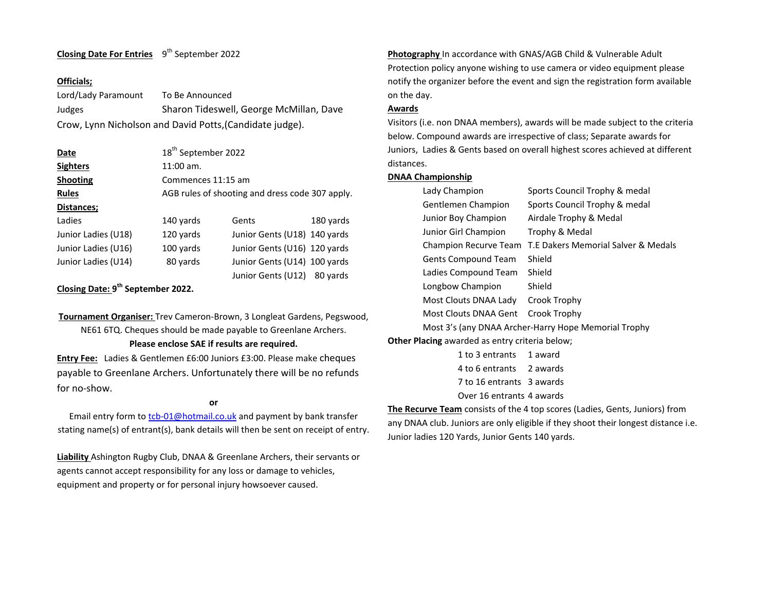**Closing Date For Entries** 9th September 2022

**Officials;**

Lord/Lady Paramount To Be Announced

Judges Sharon Tideswell, George McMillan, Dave Crow, Lynn Nicholson and David Potts,(Candidate judge).

**Date** 18th September 2022

**Sighters** 11:00 am.

**Shooting** Commences 11:15 am

**Rules** AGB rules of shooting and dress code 307 apply.

**Distances;**

| | | | |
|---|---|---|---|
| Ladies | 140 yards | Gents | 180 yards |
| Junior Ladies (U18) | 120 yards | Junior Gents (U18) | 140 yards |
| Junior Ladies (U16) | 100 yards | Junior Gents (U16) | 120 yards |
| Junior Ladies (U14) | 80 yards | Junior Gents (U14) | 100 yards |
| | | Junior Gents (U12) | 80 yards |

**Closing Date: 9th September 2022.**

**Tournament Organiser:** Trev Cameron-Brown, 3 Longleat Gardens, Pegswood, NE61 6TQ. Cheques should be made payable to Greenlane Archers.

**Please enclose SAE if results are required.**

**Entry Fee:** Ladies & Gentlemen £6:00 Juniors £3:00. Please make cheques payable to Greenlane Archers. Unfortunately there will be no refunds for no-show.

**or**

Email entry form to tcb-01@hotmail.co.uk and payment by bank transfer stating name(s) of entrant(s), bank details will then be sent on receipt of entry.

**Liability** Ashington Rugby Club, DNAA & Greenlane Archers, their servants or agents cannot accept responsibility for any loss or damage to vehicles, equipment and property or for personal injury howsoever caused.

**Photography** In accordance with GNAS/AGB Child & Vulnerable Adult Protection policy anyone wishing to use camera or video equipment please notify the organizer before the event and sign the registration form available on the day.

**Awards**

Visitors (i.e. non DNAA members), awards will be made subject to the criteria below. Compound awards are irrespective of class; Separate awards for Juniors, Ladies & Gents based on overall highest scores achieved at different distances.

**DNAA Championship**

| | |
|---|---|
| Lady Champion | Sports Council Trophy & medal |
| Gentlemen Champion | Sports Council Trophy & medal |
| Junior Boy Champion | Airdale Trophy & Medal |
| Junior Girl Champion | Trophy & Medal |
| Champion Recurve Team | T.E Dakers Memorial Salver & Medals |
| Gents Compound Team | Shield |
| Ladies Compound Team | Shield |
| Longbow Champion | Shield |
| Most Clouts DNAA Lady | Crook Trophy |
| Most Clouts DNAA Gent | Crook Trophy |
| Most 3's (any DNAA Archer | Harry Hope Memorial Trophy |

**Other Placing** awarded as entry criteria below;

| | |
|---|---|
| 1 to 3 entrants | 1 award |
| 4 to 6 entrants | 2 awards |
| 7 to 16 entrants | 3 awards |
| Over 16 entrants | 4 awards |

**The Recurve Team** consists of the 4 top scores (Ladies, Gents, Juniors) from any DNAA club. Juniors are only eligible if they shoot their longest distance i.e. Junior ladies 120 Yards, Junior Gents 140 yards.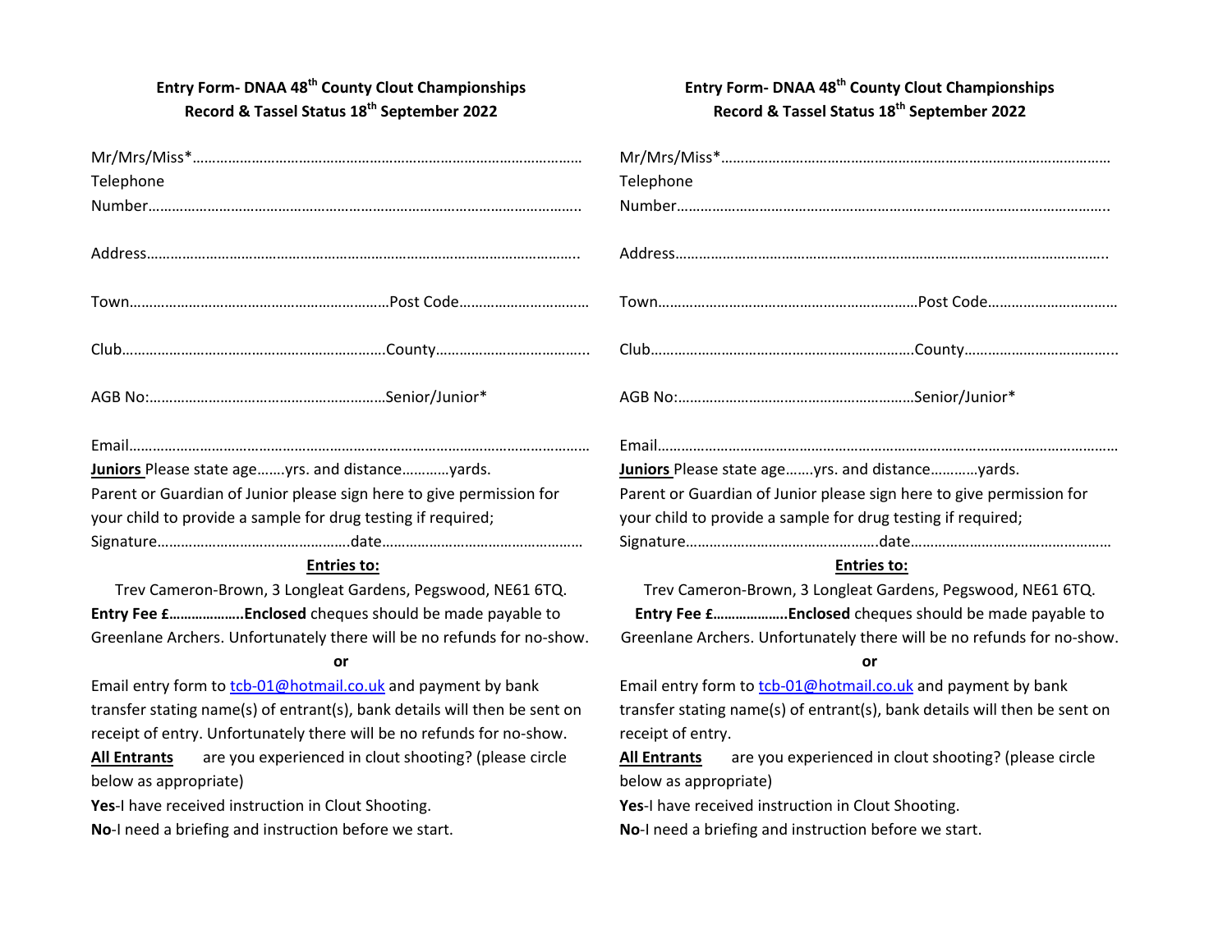**Entry Form- DNAA 48th County Clout Championships**
**Record & Tassel Status 18th September 2022**

Mr/Mrs/Miss*………………………………………………………………………………………
Telephone Number…………………………………………………………………………………………..

Address…………………………………………………………………………………………..

Town…………………………………………………………Post Code……………………………

Club…………………………………………………………County………………………………...

AGB No:…………………………………………………Senior/Junior*

Email……………………………………………………………………………………………………

**Juniors** Please state age…….yrs. and distance…………yards.
Parent or Guardian of Junior please sign here to give permission for your child to provide a sample for drug testing if required;
Signature…………………………………………date…………………………………………

**Entries to:**

Trev Cameron-Brown, 3 Longleat Gardens, Pegswood, NE61 6TQ.

**Entry Fee £………………..Enclosed** cheques should be made payable to Greenlane Archers. Unfortunately there will be no refunds for no-show.

**or**

Email entry form to tcb-01@hotmail.co.uk and payment by bank transfer stating name(s) of entrant(s), bank details will then be sent on receipt of entry. Unfortunately there will be no refunds for no-show.

**All Entrants** are you experienced in clout shooting? (please circle below as appropriate)

**Yes**-I have received instruction in Clout Shooting.

**No**-I need a briefing and instruction before we start.

**Entry Form- DNAA 48th County Clout Championships**
**Record & Tassel Status 18th September 2022**

Mr/Mrs/Miss*………………………………………………………………………………………
Telephone Number…………………………………………………………………………………………..

Address…………………………………………………………………………………………..

Town…………………………………………………………Post Code……………………………

Club…………………………………………………………County………………………………...

AGB No:…………………………………………………Senior/Junior*

Email……………………………………………………………………………………………………

**Juniors** Please state age…….yrs. and distance…………yards.
Parent or Guardian of Junior please sign here to give permission for your child to provide a sample for drug testing if required;
Signature…………………………………………date…………………………………………

**Entries to:**

Trev Cameron-Brown, 3 Longleat Gardens, Pegswood, NE61 6TQ.

**Entry Fee £………………..Enclosed** cheques should be made payable to Greenlane Archers. Unfortunately there will be no refunds for no-show.

**or**

Email entry form to tcb-01@hotmail.co.uk and payment by bank transfer stating name(s) of entrant(s), bank details will then be sent on receipt of entry.

**All Entrants** are you experienced in clout shooting? (please circle below as appropriate)

**Yes**-I have received instruction in Clout Shooting.

**No**-I need a briefing and instruction before we start.